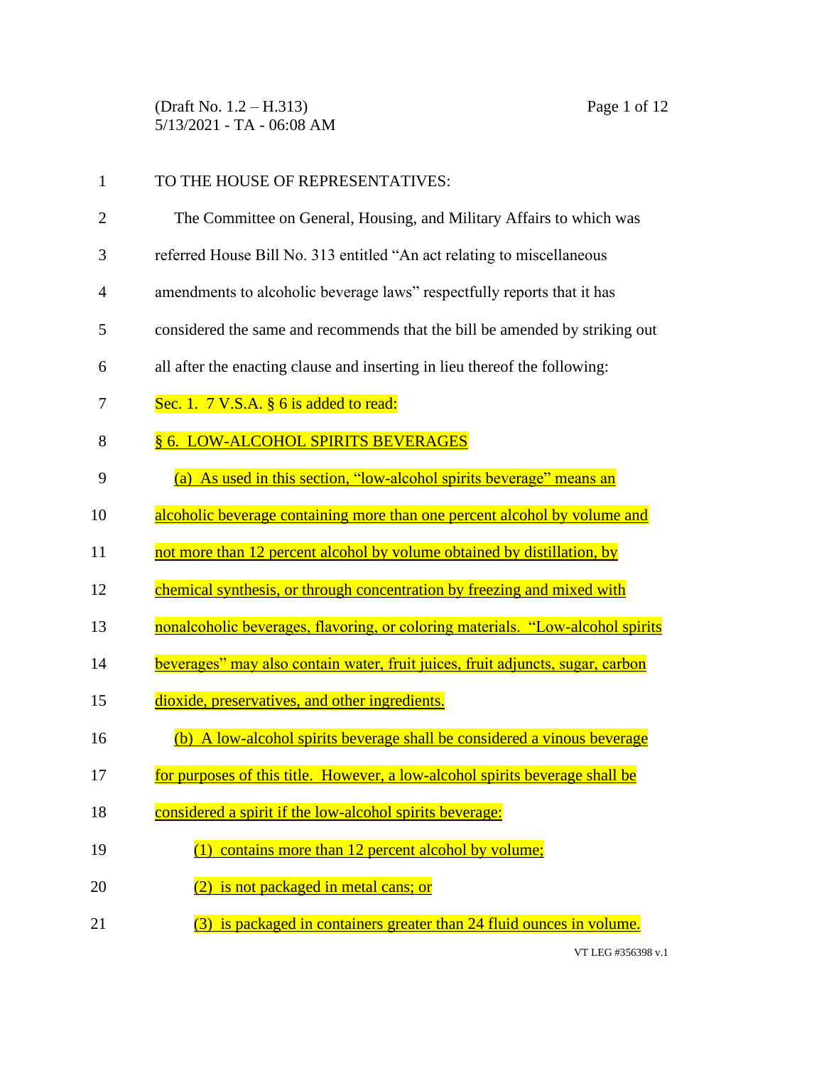TO THE HOUSE OF REPRESENTATIVES:

The Committee on General, Housing, and Military Affairs to which was referred House Bill No. 313 entitled "An act relating to miscellaneous amendments to alcoholic beverage laws" respectfully reports that it has considered the same and recommends that the bill be amended by striking out all after the enacting clause and inserting in lieu thereof the following:

Sec. 1. 7 V.S.A. § 6 is added to read:

§ 6. LOW-ALCOHOL SPIRITS BEVERAGES

(a) As used in this section, "low-alcohol spirits beverage" means an alcoholic beverage containing more than one percent alcohol by volume and not more than 12 percent alcohol by volume obtained by distillation, by chemical synthesis, or through concentration by freezing and mixed with nonalcoholic beverages, flavoring, or coloring materials. "Low-alcohol spirits beverages" may also contain water, fruit juices, fruit adjuncts, sugar, carbon dioxide, preservatives, and other ingredients.

(b) A low-alcohol spirits beverage shall be considered a vinous beverage for purposes of this title. However, a low-alcohol spirits beverage shall be considered a spirit if the low-alcohol spirits beverage:

(1) contains more than 12 percent alcohol by volume;

(2) is not packaged in metal cans; or

(3) is packaged in containers greater than 24 fluid ounces in volume.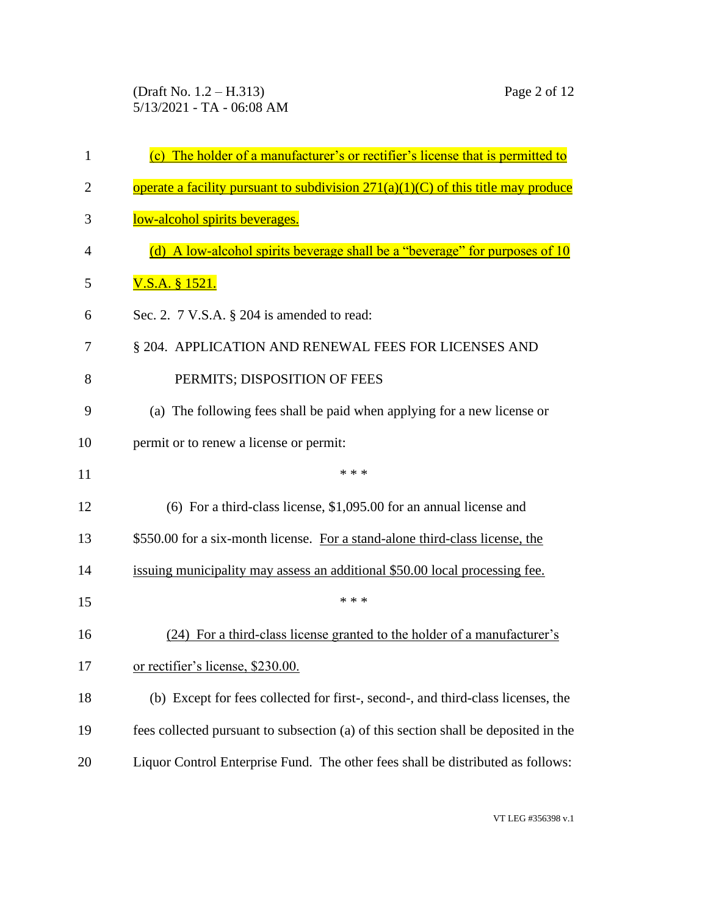(c) The holder of a manufacturer's or rectifier's license that is permitted to operate a facility pursuant to subdivision 271(a)(1)(C) of this title may produce low-alcohol spirits beverages.

(d) A low-alcohol spirits beverage shall be a "beverage" for purposes of 10 V.S.A. § 1521.

Sec. 2. 7 V.S.A. § 204 is amended to read:

§ 204. APPLICATION AND RENEWAL FEES FOR LICENSES AND PERMITS; DISPOSITION OF FEES

(a) The following fees shall be paid when applying for a new license or permit or to renew a license or permit:

\* \* \*

(6) For a third-class license, $1,095.00 for an annual license and $550.00 for a six-month license. For a stand-alone third-class license, the issuing municipality may assess an additional $50.00 local processing fee.

\* \* \*

(24) For a third-class license granted to the holder of a manufacturer's or rectifier's license, $230.00.

(b) Except for fees collected for first-, second-, and third-class licenses, the fees collected pursuant to subsection (a) of this section shall be deposited in the Liquor Control Enterprise Fund. The other fees shall be distributed as follows: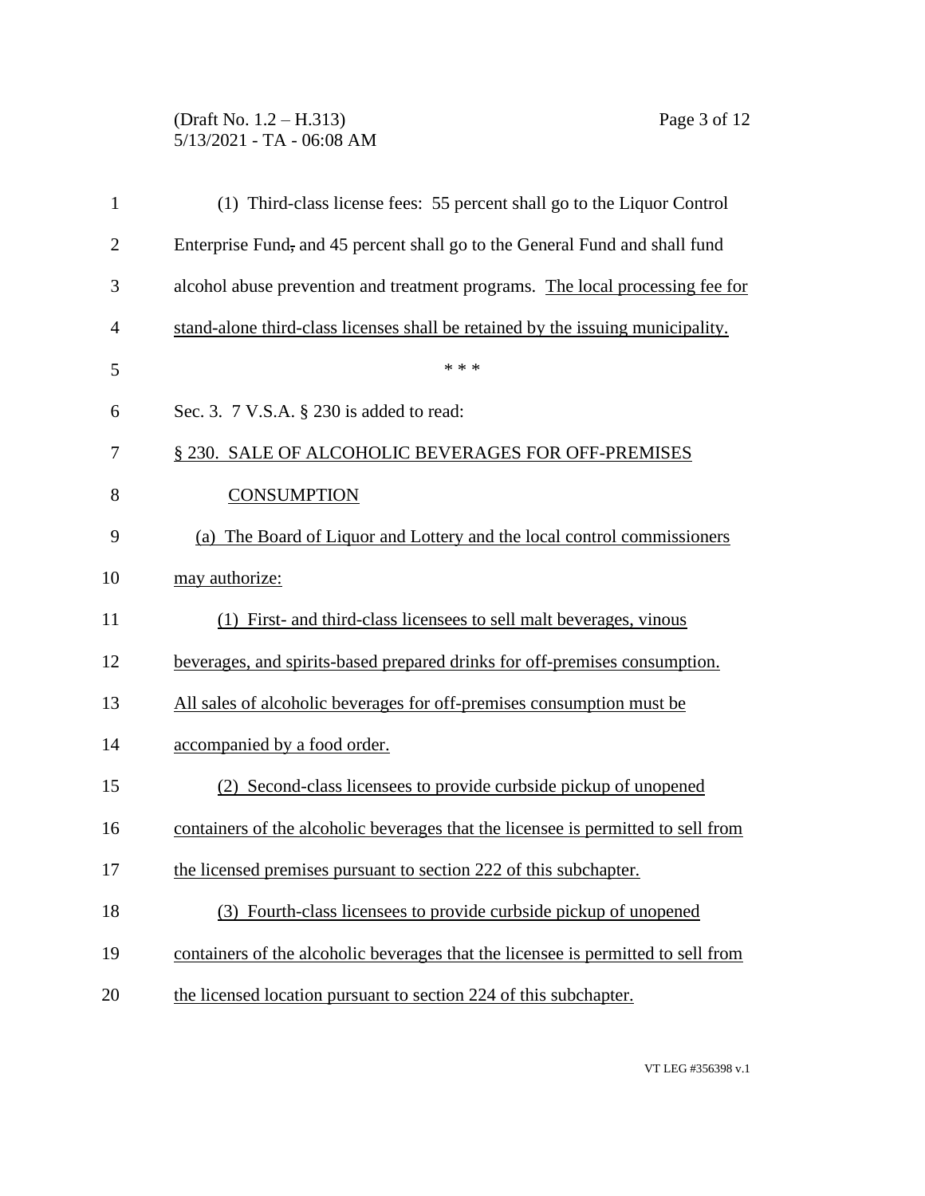(1) Third-class license fees: 55 percent shall go to the Liquor Control Enterprise Fund, and 45 percent shall go to the General Fund and shall fund alcohol abuse prevention and treatment programs. The local processing fee for stand-alone third-class licenses shall be retained by the issuing municipality.

\* \* \*

Sec. 3. 7 V.S.A. § 230 is added to read:

§ 230. SALE OF ALCOHOLIC BEVERAGES FOR OFF-PREMISES CONSUMPTION

(a) The Board of Liquor and Lottery and the local control commissioners may authorize:

(1) First- and third-class licensees to sell malt beverages, vinous beverages, and spirits-based prepared drinks for off-premises consumption. All sales of alcoholic beverages for off-premises consumption must be accompanied by a food order.

(2) Second-class licensees to provide curbside pickup of unopened containers of the alcoholic beverages that the licensee is permitted to sell from the licensed premises pursuant to section 222 of this subchapter.

(3) Fourth-class licensees to provide curbside pickup of unopened containers of the alcoholic beverages that the licensee is permitted to sell from the licensed location pursuant to section 224 of this subchapter.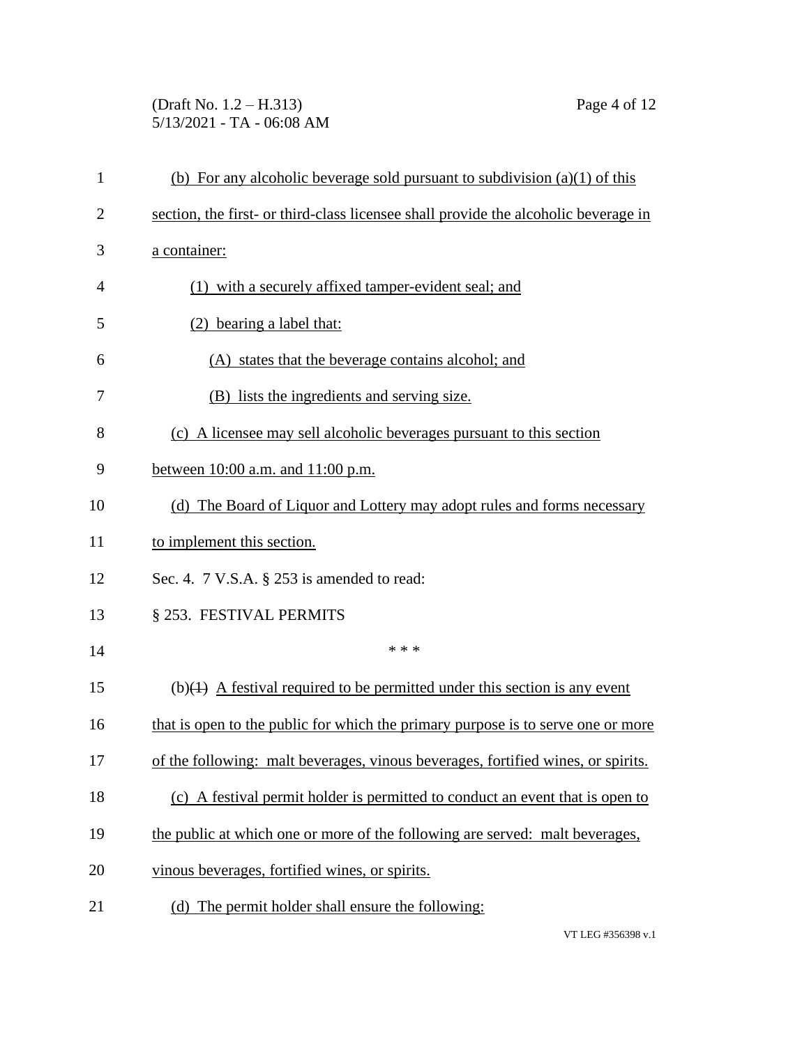(b) For any alcoholic beverage sold pursuant to subdivision (a)(1) of this section, the first- or third-class licensee shall provide the alcoholic beverage in a container:

(1) with a securely affixed tamper-evident seal; and

(2) bearing a label that:

(A) states that the beverage contains alcohol; and

(B) lists the ingredients and serving size.

(c) A licensee may sell alcoholic beverages pursuant to this section between 10:00 a.m. and 11:00 p.m.

(d) The Board of Liquor and Lottery may adopt rules and forms necessary to implement this section.

Sec. 4. 7 V.S.A. § 253 is amended to read:

§ 253. FESTIVAL PERMITS

\* \* \*

(b)~~(1)~~ A festival required to be permitted under this section is any event that is open to the public for which the primary purpose is to serve one or more of the following: malt beverages, vinous beverages, fortified wines, or spirits.

(c) A festival permit holder is permitted to conduct an event that is open to the public at which one or more of the following are served: malt beverages, vinous beverages, fortified wines, or spirits.

(d) The permit holder shall ensure the following: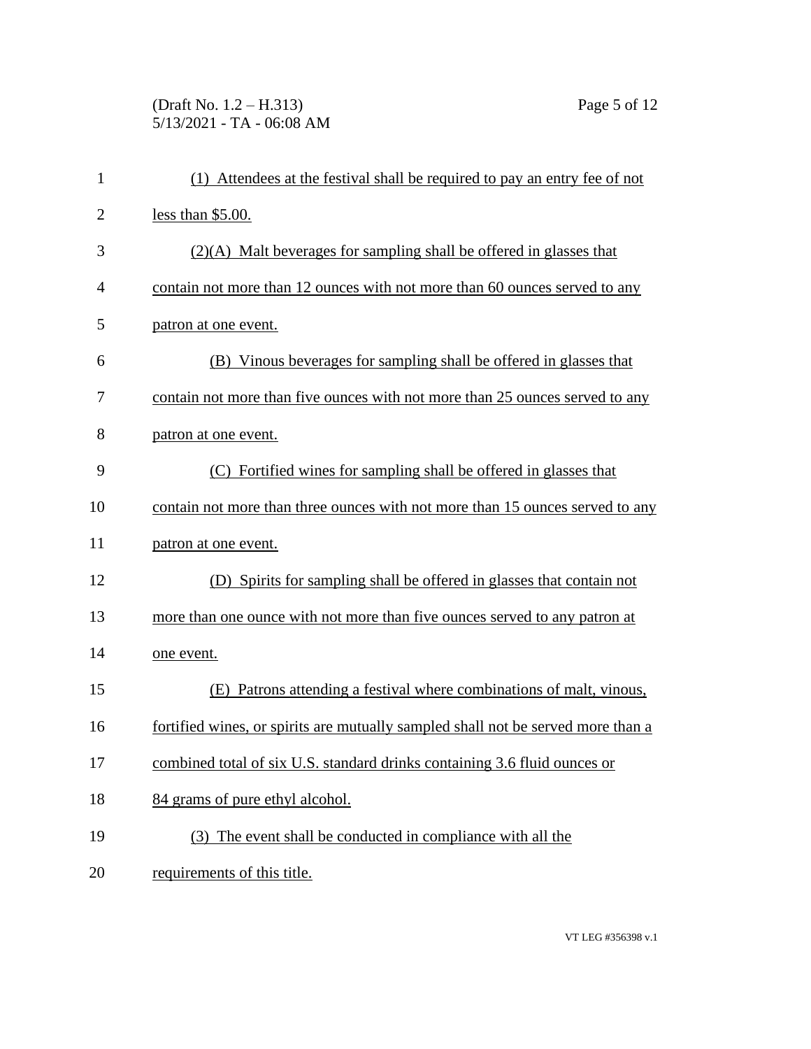(1) Attendees at the festival shall be required to pay an entry fee of not less than $5.00.

(2)(A) Malt beverages for sampling shall be offered in glasses that contain not more than 12 ounces with not more than 60 ounces served to any patron at one event.

(B) Vinous beverages for sampling shall be offered in glasses that contain not more than five ounces with not more than 25 ounces served to any patron at one event.

(C) Fortified wines for sampling shall be offered in glasses that contain not more than three ounces with not more than 15 ounces served to any patron at one event.

(D) Spirits for sampling shall be offered in glasses that contain not more than one ounce with not more than five ounces served to any patron at one event.

(E) Patrons attending a festival where combinations of malt, vinous, fortified wines, or spirits are mutually sampled shall not be served more than a combined total of six U.S. standard drinks containing 3.6 fluid ounces or 84 grams of pure ethyl alcohol.

(3) The event shall be conducted in compliance with all the requirements of this title.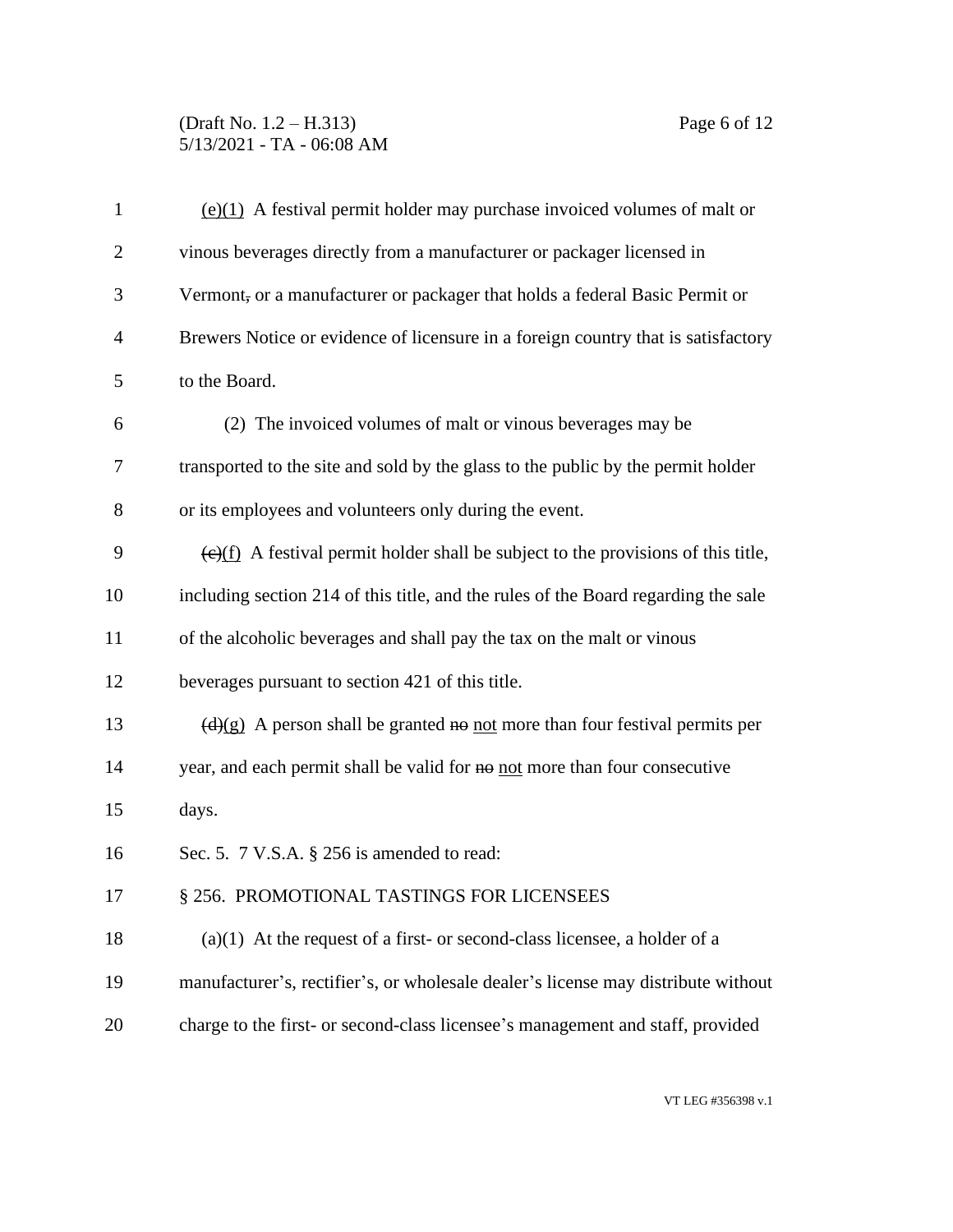(e)(1) A festival permit holder may purchase invoiced volumes of malt or vinous beverages directly from a manufacturer or packager licensed in Vermont~~,~~ or a manufacturer or packager that holds a federal Basic Permit or Brewers Notice or evidence of licensure in a foreign country that is satisfactory to the Board.

(2) The invoiced volumes of malt or vinous beverages may be transported to the site and sold by the glass to the public by the permit holder or its employees and volunteers only during the event.

~~(c)~~(f) A festival permit holder shall be subject to the provisions of this title, including section 214 of this title, and the rules of the Board regarding the sale of the alcoholic beverages and shall pay the tax on the malt or vinous beverages pursuant to section 421 of this title.

~~(d)~~(g) A person shall be granted ~~no~~ not more than four festival permits per year, and each permit shall be valid for ~~no~~ not more than four consecutive days.

Sec. 5. 7 V.S.A. § 256 is amended to read:

§ 256. PROMOTIONAL TASTINGS FOR LICENSEES

(a)(1) At the request of a first- or second-class licensee, a holder of a manufacturer's, rectifier's, or wholesale dealer's license may distribute without charge to the first- or second-class licensee's management and staff, provided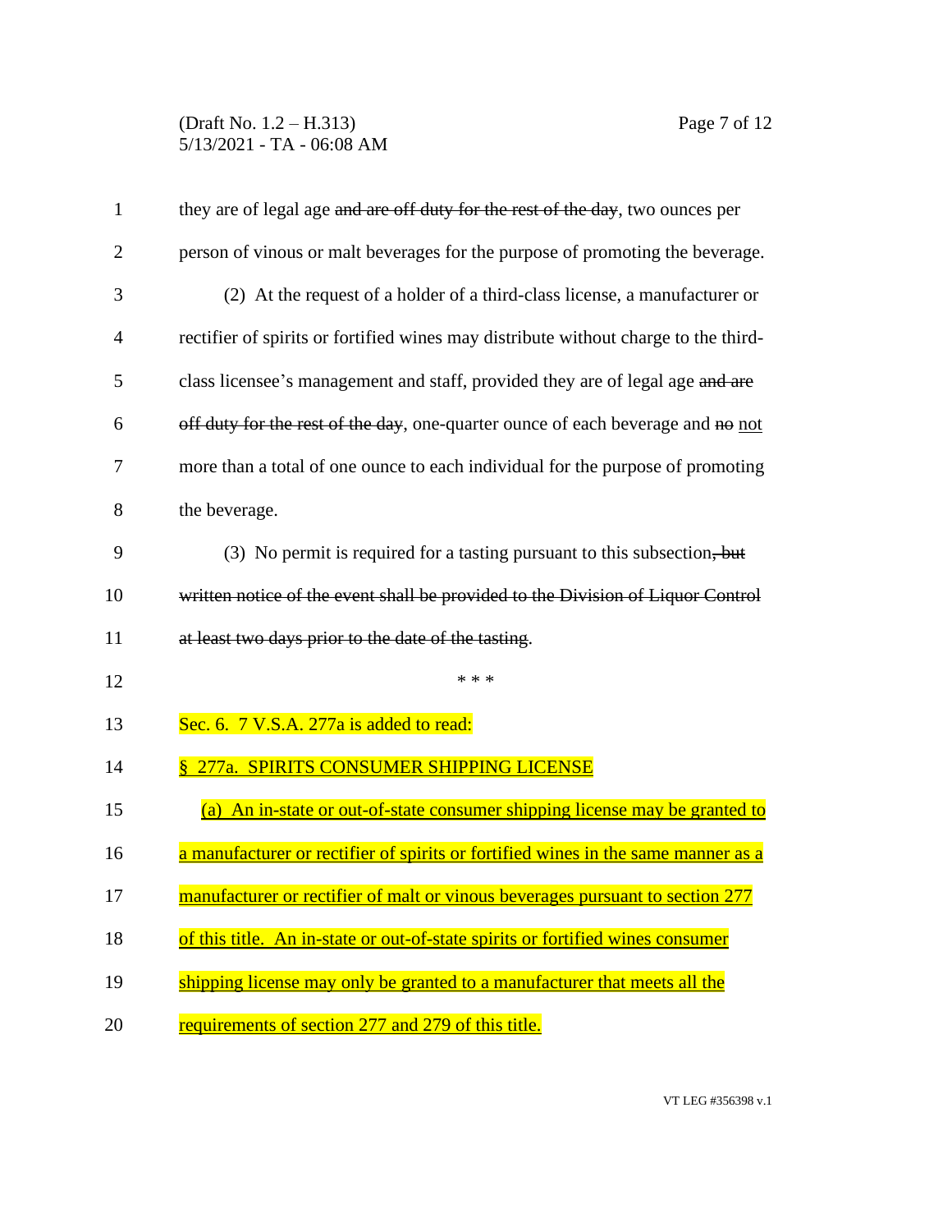they are of legal age ~~and are off duty for the rest of the day~~, two ounces per person of vinous or malt beverages for the purpose of promoting the beverage.

(2) At the request of a holder of a third-class license, a manufacturer or rectifier of spirits or fortified wines may distribute without charge to the third-class licensee's management and staff, provided they are of legal age ~~and are off duty for the rest of the day~~, one-quarter ounce of each beverage and ~~no~~ <u>not</u> more than a total of one ounce to each individual for the purpose of promoting the beverage.

(3) No permit is required for a tasting pursuant to this subsection~~, but written notice of the event shall be provided to the Division of Liquor Control at least two days prior to the date of the tasting~~.

\* \* \*

Sec. 6. 7 V.S.A. 277a is added to read:

<u>§ 277a. SPIRITS CONSUMER SHIPPING LICENSE</u>

<u>(a) An in-state or out-of-state consumer shipping license may be granted to a manufacturer or rectifier of spirits or fortified wines in the same manner as a manufacturer or rectifier of malt or vinous beverages pursuant to section 277 of this title. An in-state or out-of-state spirits or fortified wines consumer shipping license may only be granted to a manufacturer that meets all the requirements of section 277 and 279 of this title.</u>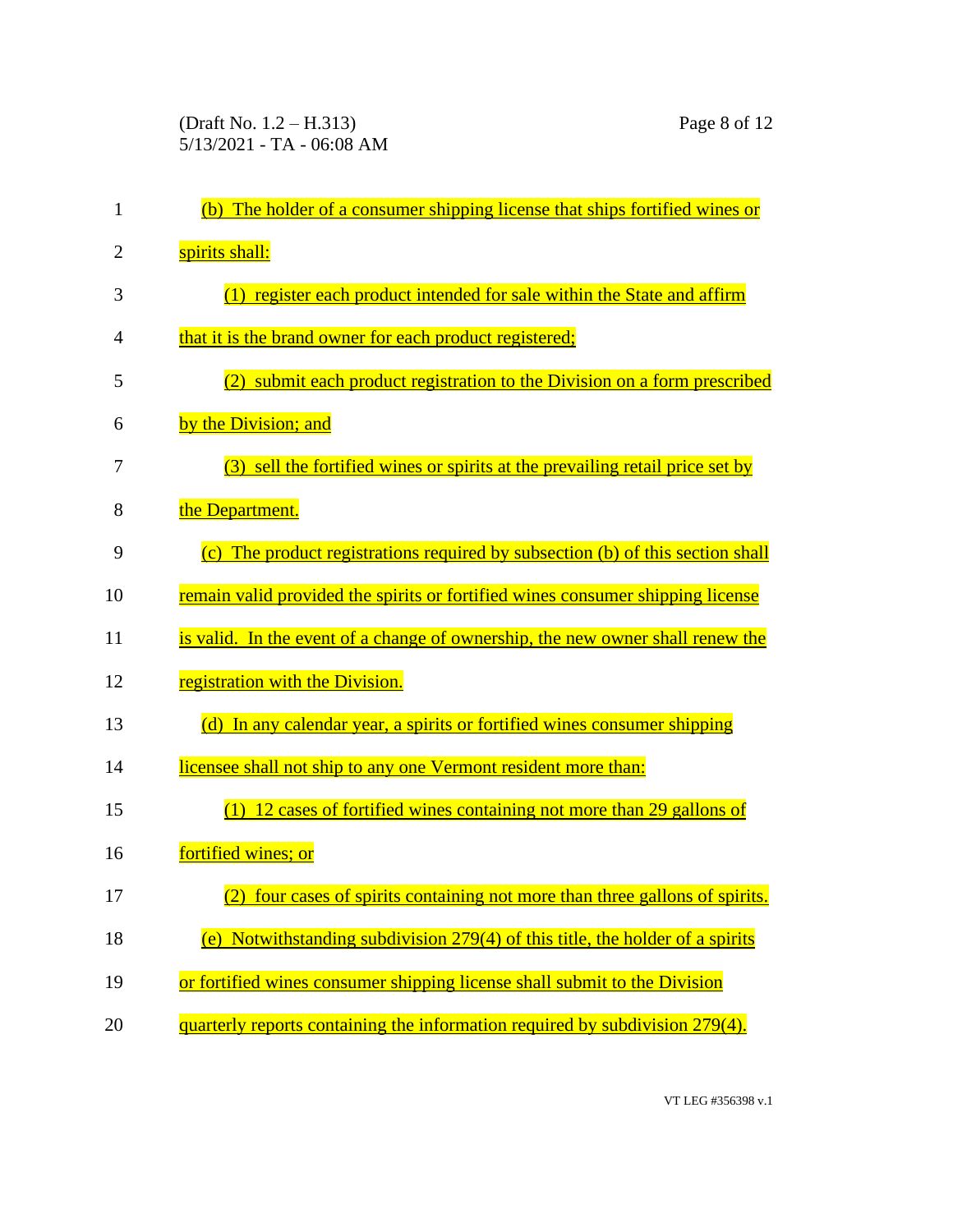(b) The holder of a consumer shipping license that ships fortified wines or spirits shall:

(1) register each product intended for sale within the State and affirm that it is the brand owner for each product registered;

(2) submit each product registration to the Division on a form prescribed by the Division; and

(3) sell the fortified wines or spirits at the prevailing retail price set by the Department.

(c) The product registrations required by subsection (b) of this section shall remain valid provided the spirits or fortified wines consumer shipping license is valid. In the event of a change of ownership, the new owner shall renew the registration with the Division.

(d) In any calendar year, a spirits or fortified wines consumer shipping licensee shall not ship to any one Vermont resident more than:

(1) 12 cases of fortified wines containing not more than 29 gallons of fortified wines; or

(2) four cases of spirits containing not more than three gallons of spirits.

(e) Notwithstanding subdivision 279(4) of this title, the holder of a spirits or fortified wines consumer shipping license shall submit to the Division quarterly reports containing the information required by subdivision 279(4).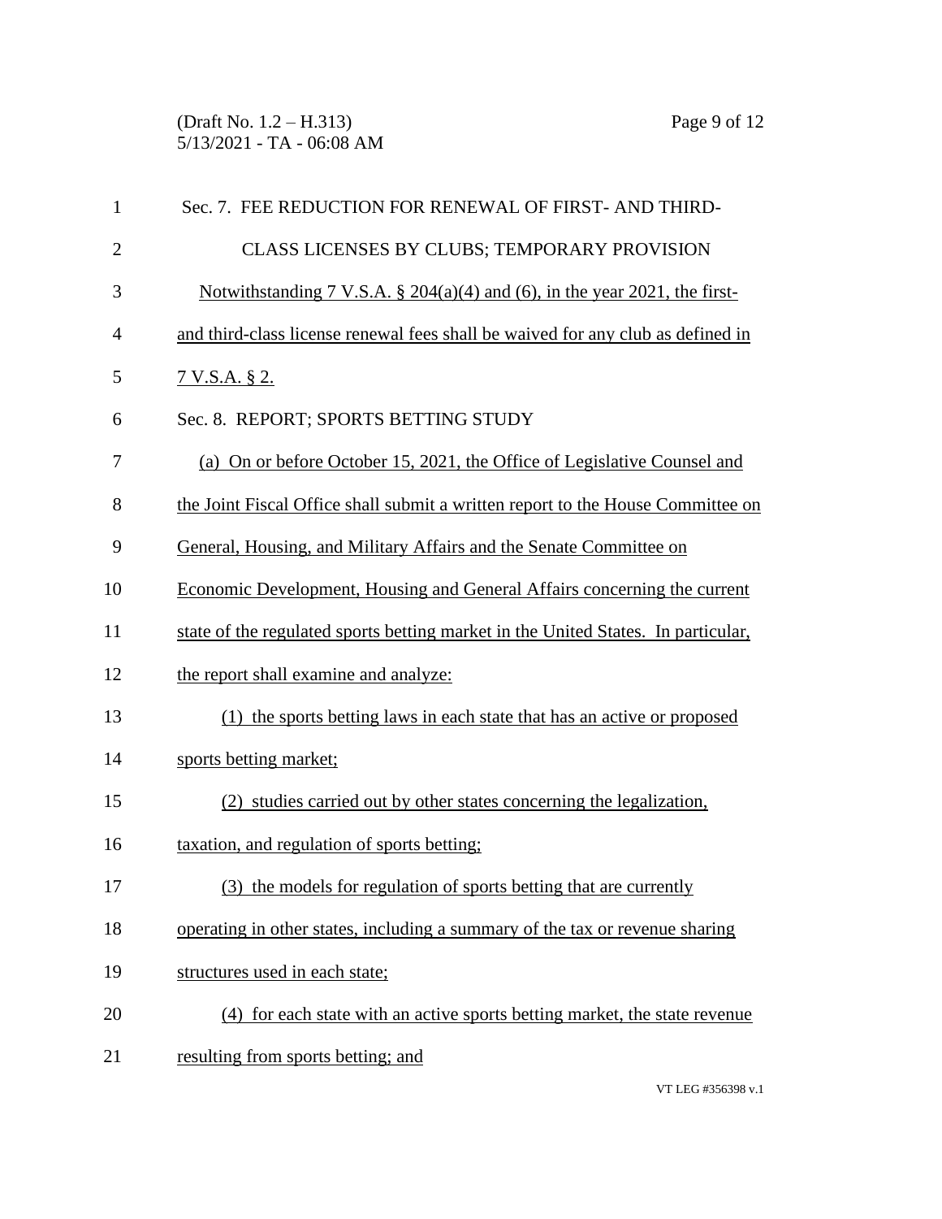Sec. 7. FEE REDUCTION FOR RENEWAL OF FIRST- AND THIRD-CLASS LICENSES BY CLUBS; TEMPORARY PROVISION

Notwithstanding 7 V.S.A. § 204(a)(4) and (6), in the year 2021, the first- and third-class license renewal fees shall be waived for any club as defined in 7 V.S.A. § 2.

Sec. 8. REPORT; SPORTS BETTING STUDY

(a) On or before October 15, 2021, the Office of Legislative Counsel and the Joint Fiscal Office shall submit a written report to the House Committee on General, Housing, and Military Affairs and the Senate Committee on Economic Development, Housing and General Affairs concerning the current state of the regulated sports betting market in the United States. In particular, the report shall examine and analyze:

(1) the sports betting laws in each state that has an active or proposed sports betting market;

(2) studies carried out by other states concerning the legalization, taxation, and regulation of sports betting;

(3) the models for regulation of sports betting that are currently operating in other states, including a summary of the tax or revenue sharing structures used in each state;

(4) for each state with an active sports betting market, the state revenue resulting from sports betting; and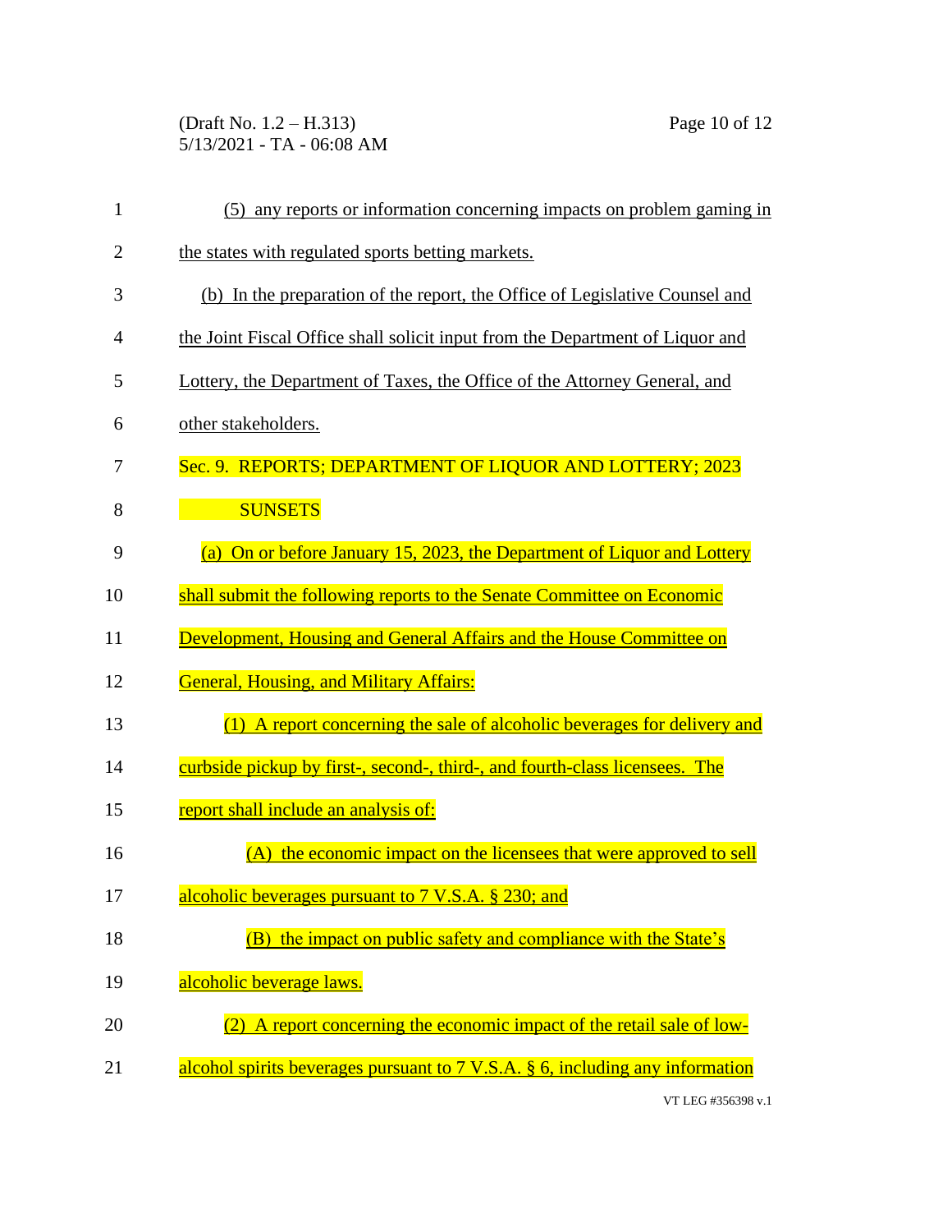(5) any reports or information concerning impacts on problem gaming in the states with regulated sports betting markets.

(b) In the preparation of the report, the Office of Legislative Counsel and the Joint Fiscal Office shall solicit input from the Department of Liquor and Lottery, the Department of Taxes, the Office of the Attorney General, and other stakeholders.

Sec. 9. REPORTS; DEPARTMENT OF LIQUOR AND LOTTERY; 2023 SUNSETS

(a) On or before January 15, 2023, the Department of Liquor and Lottery shall submit the following reports to the Senate Committee on Economic Development, Housing and General Affairs and the House Committee on General, Housing, and Military Affairs:

(1) A report concerning the sale of alcoholic beverages for delivery and curbside pickup by first-, second-, third-, and fourth-class licensees. The report shall include an analysis of:

(A) the economic impact on the licensees that were approved to sell alcoholic beverages pursuant to 7 V.S.A. § 230; and

(B) the impact on public safety and compliance with the State's alcoholic beverage laws.

(2) A report concerning the economic impact of the retail sale of low-alcohol spirits beverages pursuant to 7 V.S.A. § 6, including any information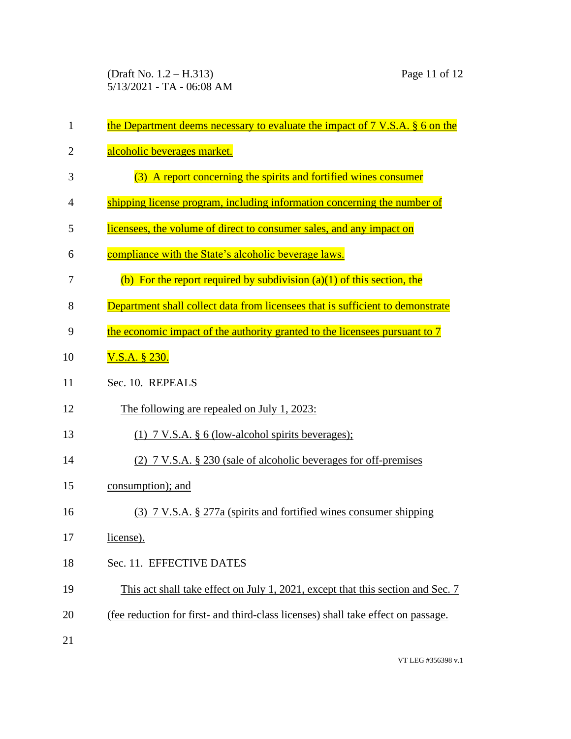the Department deems necessary to evaluate the impact of 7 V.S.A. § 6 on the alcoholic beverages market.

(3) A report concerning the spirits and fortified wines consumer shipping license program, including information concerning the number of licensees, the volume of direct to consumer sales, and any impact on compliance with the State's alcoholic beverage laws.

(b) For the report required by subdivision (a)(1) of this section, the Department shall collect data from licensees that is sufficient to demonstrate the economic impact of the authority granted to the licensees pursuant to 7 V.S.A. § 230.

Sec. 10. REPEALS

The following are repealed on July 1, 2023:

(1) 7 V.S.A. § 6 (low-alcohol spirits beverages);

(2) 7 V.S.A. § 230 (sale of alcoholic beverages for off-premises consumption); and

(3) 7 V.S.A. § 277a (spirits and fortified wines consumer shipping license).

Sec. 11. EFFECTIVE DATES

This act shall take effect on July 1, 2021, except that this section and Sec. 7 (fee reduction for first- and third-class licenses) shall take effect on passage.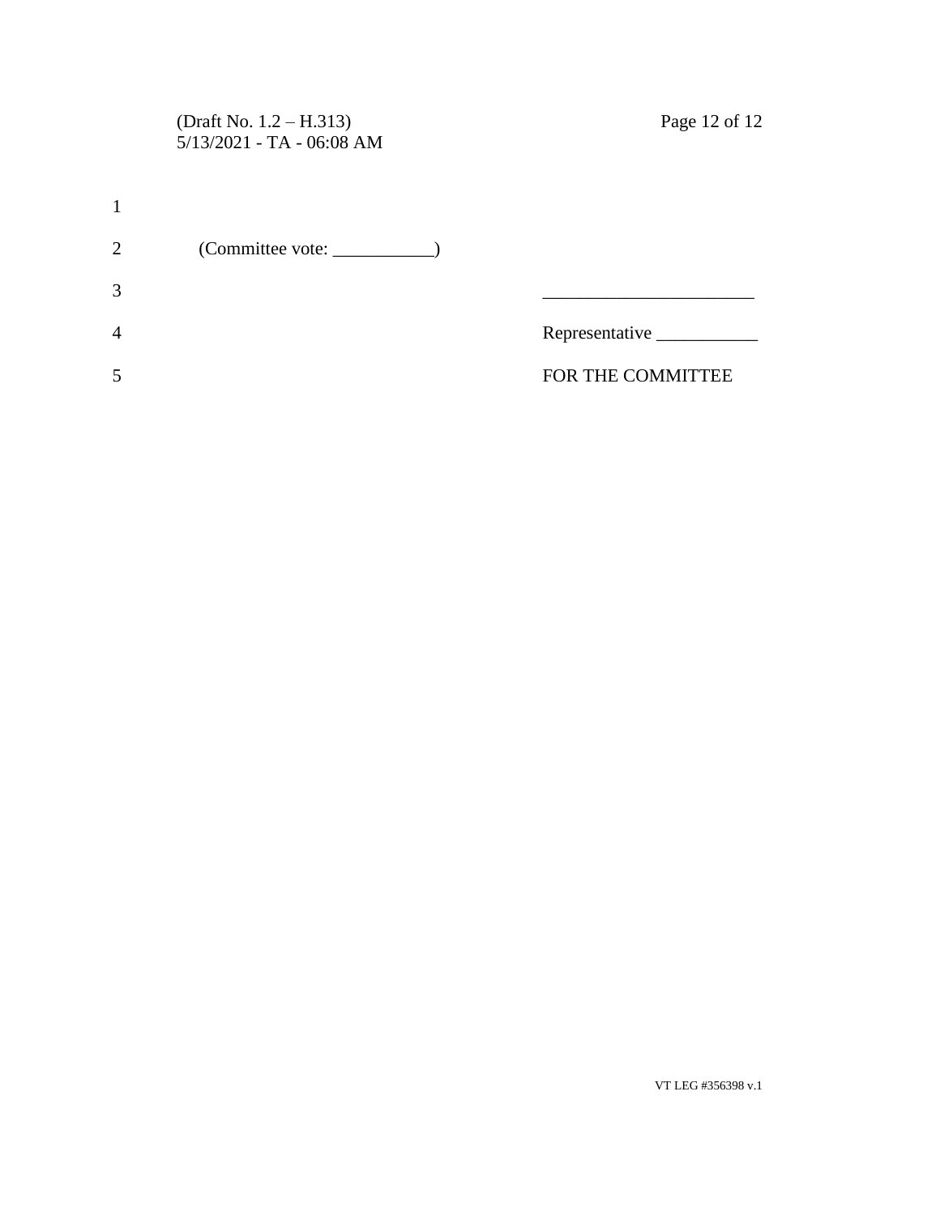(Committee vote: ___________)

_______________________

Representative ___________

FOR THE COMMITTEE